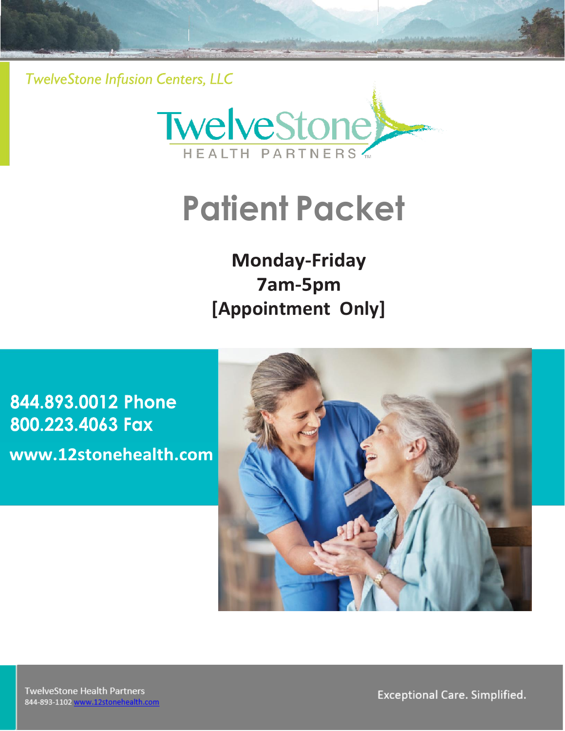*TwelveStone Infusion Centers, LLC*

TwelveStone HEALTH PARTNERS

# Patient Packet

**Monday-Friday**
**7am-5pm**
**[Appointment Only]**

**844.893.0012 Phone**
**800.223.4063 Fax**
**www.12stonehealth.com**

TwelveStone Health Partners
844-893-1102 www.12stonehealth.com

Exceptional Care. Simplified.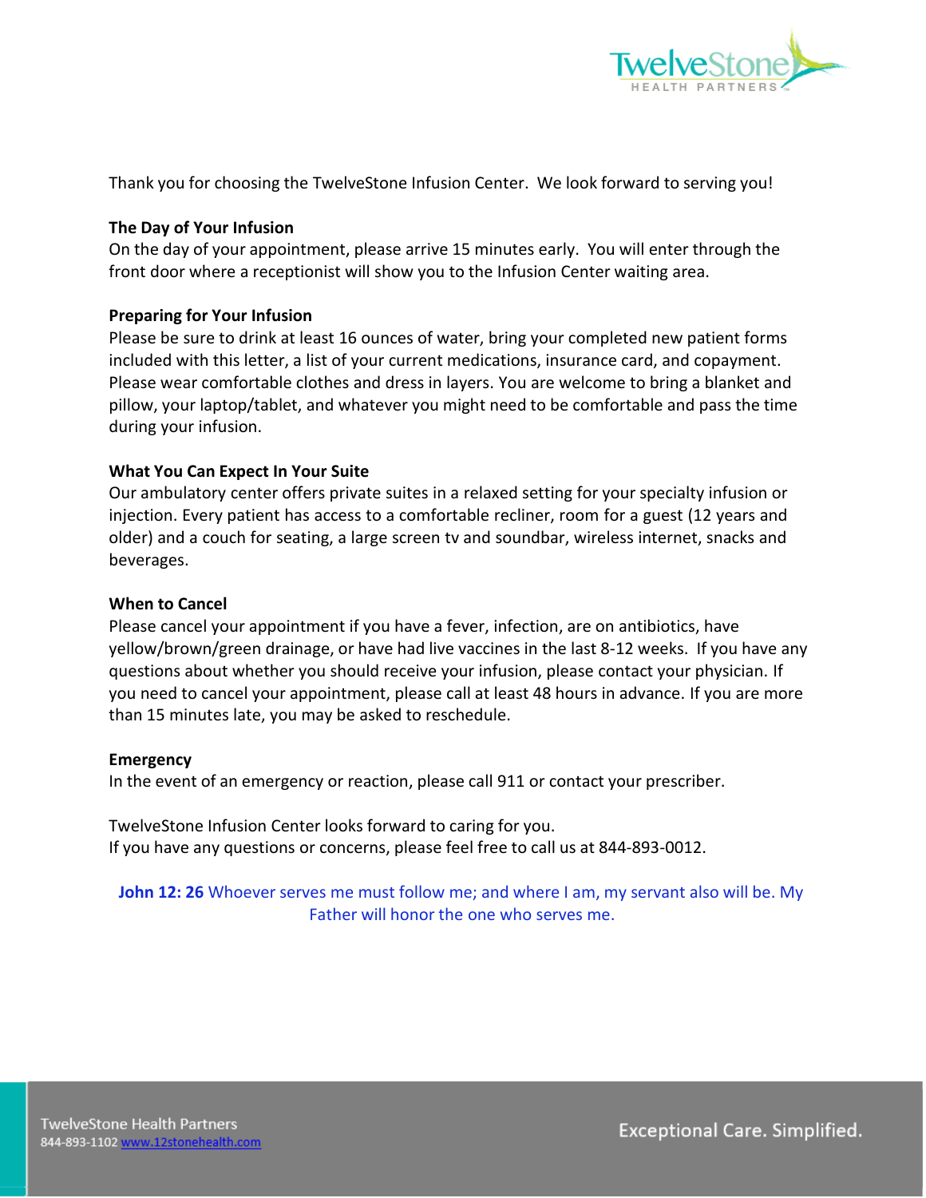Thank you for choosing the TwelveStone Infusion Center.  We look forward to serving you!

**The Day of Your Infusion**

On the day of your appointment, please arrive 15 minutes early.  You will enter through the front door where a receptionist will show you to the Infusion Center waiting area.

**Preparing for Your Infusion**

Please be sure to drink at least 16 ounces of water, bring your completed new patient forms included with this letter, a list of your current medications, insurance card, and copayment. Please wear comfortable clothes and dress in layers. You are welcome to bring a blanket and pillow, your laptop/tablet, and whatever you might need to be comfortable and pass the time during your infusion.

**What You Can Expect In Your Suite**

Our ambulatory center offers private suites in a relaxed setting for your specialty infusion or injection. Every patient has access to a comfortable recliner, room for a guest (12 years and older) and a couch for seating, a large screen tv and soundbar, wireless internet, snacks and beverages.

**When to Cancel**

Please cancel your appointment if you have a fever, infection, are on antibiotics, have yellow/brown/green drainage, or have had live vaccines in the last 8-12 weeks.  If you have any questions about whether you should receive your infusion, please contact your physician. If you need to cancel your appointment, please call at least 48 hours in advance. If you are more than 15 minutes late, you may be asked to reschedule.

**Emergency**

In the event of an emergency or reaction, please call 911 or contact your prescriber.

TwelveStone Infusion Center looks forward to caring for you.
If you have any questions or concerns, please feel free to call us at 844-893-0012.

**John 12: 26** Whoever serves me must follow me; and where I am, my servant also will be. My Father will honor the one who serves me.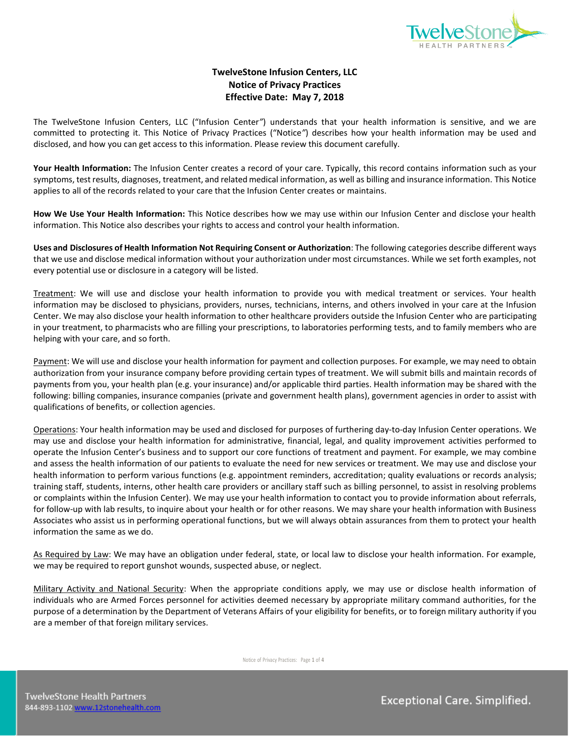**TwelveStone Infusion Centers, LLC**
**Notice of Privacy Practices**
**Effective Date: May 7, 2018**

The TwelveStone Infusion Centers, LLC ("Infusion Center") understands that your health information is sensitive, and we are committed to protecting it. This Notice of Privacy Practices ("Notice") describes how your health information may be used and disclosed, and how you can get access to this information. Please review this document carefully.

**Your Health Information:** The Infusion Center creates a record of your care. Typically, this record contains information such as your symptoms, test results, diagnoses, treatment, and related medical information, as well as billing and insurance information. This Notice applies to all of the records related to your care that the Infusion Center creates or maintains.

**How We Use Your Health Information:** This Notice describes how we may use within our Infusion Center and disclose your health information. This Notice also describes your rights to access and control your health information.

**Uses and Disclosures of Health Information Not Requiring Consent or Authorization**: The following categories describe different ways that we use and disclose medical information without your authorization under most circumstances. While we set forth examples, not every potential use or disclosure in a category will be listed.

Treatment: We will use and disclose your health information to provide you with medical treatment or services. Your health information may be disclosed to physicians, providers, nurses, technicians, interns, and others involved in your care at the Infusion Center. We may also disclose your health information to other healthcare providers outside the Infusion Center who are participating in your treatment, to pharmacists who are filling your prescriptions, to laboratories performing tests, and to family members who are helping with your care, and so forth.

Payment: We will use and disclose your health information for payment and collection purposes. For example, we may need to obtain authorization from your insurance company before providing certain types of treatment. We will submit bills and maintain records of payments from you, your health plan (e.g. your insurance) and/or applicable third parties. Health information may be shared with the following: billing companies, insurance companies (private and government health plans), government agencies in order to assist with qualifications of benefits, or collection agencies.

Operations: Your health information may be used and disclosed for purposes of furthering day-to-day Infusion Center operations. We may use and disclose your health information for administrative, financial, legal, and quality improvement activities performed to operate the Infusion Center's business and to support our core functions of treatment and payment. For example, we may combine and assess the health information of our patients to evaluate the need for new services or treatment. We may use and disclose your health information to perform various functions (e.g. appointment reminders, accreditation; quality evaluations or records analysis; training staff, students, interns, other health care providers or ancillary staff such as billing personnel, to assist in resolving problems or complaints within the Infusion Center). We may use your health information to contact you to provide information about referrals, for follow-up with lab results, to inquire about your health or for other reasons. We may share your health information with Business Associates who assist us in performing operational functions, but we will always obtain assurances from them to protect your health information the same as we do.

As Required by Law: We may have an obligation under federal, state, or local law to disclose your health information. For example, we may be required to report gunshot wounds, suspected abuse, or neglect.

Military Activity and National Security: When the appropriate conditions apply, we may use or disclose health information of individuals who are Armed Forces personnel for activities deemed necessary by appropriate military command authorities, for the purpose of a determination by the Department of Veterans Affairs of your eligibility for benefits, or to foreign military authority if you are a member of that foreign military services.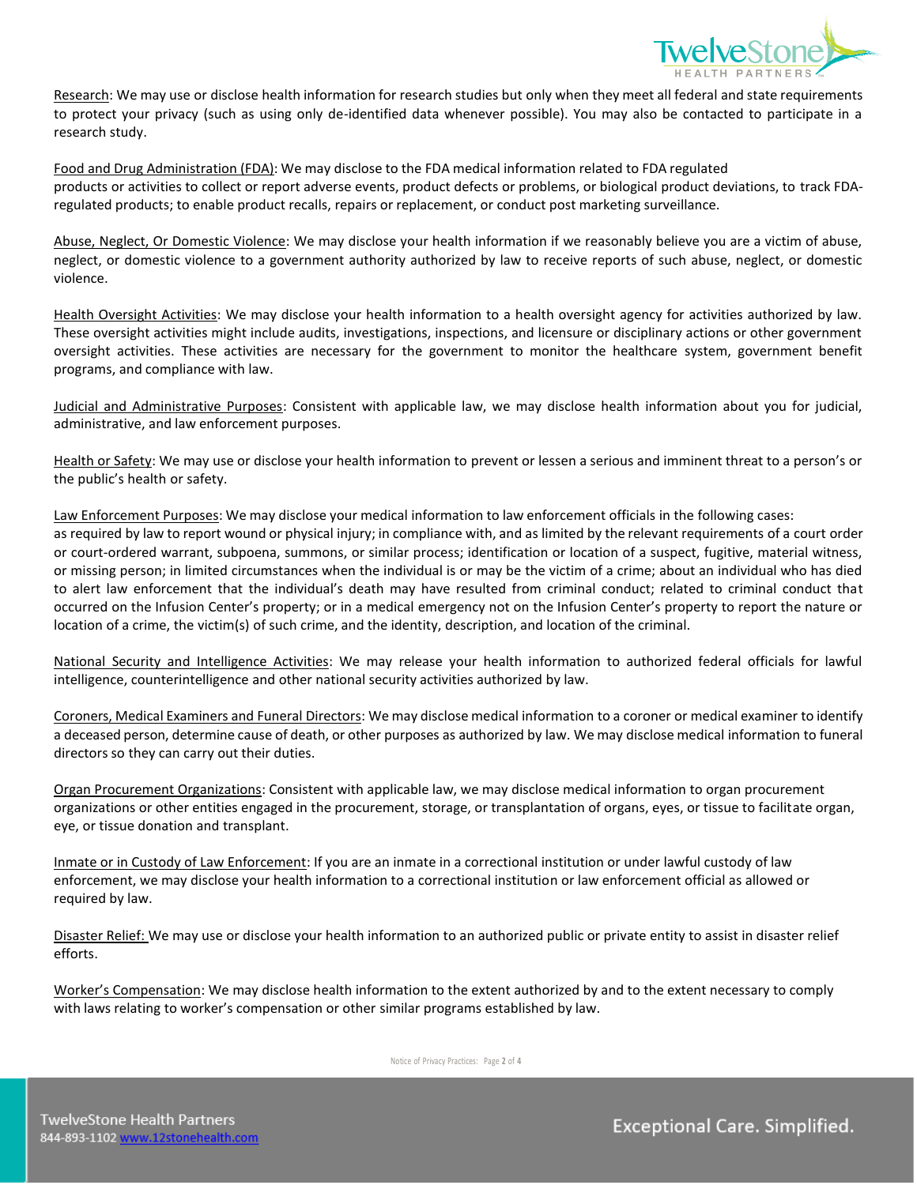Research: We may use or disclose health information for research studies but only when they meet all federal and state requirements to protect your privacy (such as using only de-identified data whenever possible). You may also be contacted to participate in a research study.

Food and Drug Administration (FDA): We may disclose to the FDA medical information related to FDA regulated products or activities to collect or report adverse events, product defects or problems, or biological product deviations, to track FDA-regulated products; to enable product recalls, repairs or replacement, or conduct post marketing surveillance.

Abuse, Neglect, Or Domestic Violence: We may disclose your health information if we reasonably believe you are a victim of abuse, neglect, or domestic violence to a government authority authorized by law to receive reports of such abuse, neglect, or domestic violence.

Health Oversight Activities: We may disclose your health information to a health oversight agency for activities authorized by law. These oversight activities might include audits, investigations, inspections, and licensure or disciplinary actions or other government oversight activities. These activities are necessary for the government to monitor the healthcare system, government benefit programs, and compliance with law.

Judicial and Administrative Purposes: Consistent with applicable law, we may disclose health information about you for judicial, administrative, and law enforcement purposes.

Health or Safety: We may use or disclose your health information to prevent or lessen a serious and imminent threat to a person's or the public's health or safety.

Law Enforcement Purposes: We may disclose your medical information to law enforcement officials in the following cases: as required by law to report wound or physical injury; in compliance with, and as limited by the relevant requirements of a court order or court-ordered warrant, subpoena, summons, or similar process; identification or location of a suspect, fugitive, material witness, or missing person; in limited circumstances when the individual is or may be the victim of a crime; about an individual who has died to alert law enforcement that the individual's death may have resulted from criminal conduct; related to criminal conduct that occurred on the Infusion Center's property; or in a medical emergency not on the Infusion Center's property to report the nature or location of a crime, the victim(s) of such crime, and the identity, description, and location of the criminal.

National Security and Intelligence Activities: We may release your health information to authorized federal officials for lawful intelligence, counterintelligence and other national security activities authorized by law.

Coroners, Medical Examiners and Funeral Directors: We may disclose medical information to a coroner or medical examiner to identify a deceased person, determine cause of death, or other purposes as authorized by law. We may disclose medical information to funeral directors so they can carry out their duties.

Organ Procurement Organizations: Consistent with applicable law, we may disclose medical information to organ procurement organizations or other entities engaged in the procurement, storage, or transplantation of organs, eyes, or tissue to facilitate organ, eye, or tissue donation and transplant.

Inmate or in Custody of Law Enforcement: If you are an inmate in a correctional institution or under lawful custody of law enforcement, we may disclose your health information to a correctional institution or law enforcement official as allowed or required by law.

Disaster Relief: We may use or disclose your health information to an authorized public or private entity to assist in disaster relief efforts.

Worker's Compensation: We may disclose health information to the extent authorized by and to the extent necessary to comply with laws relating to worker's compensation or other similar programs established by law.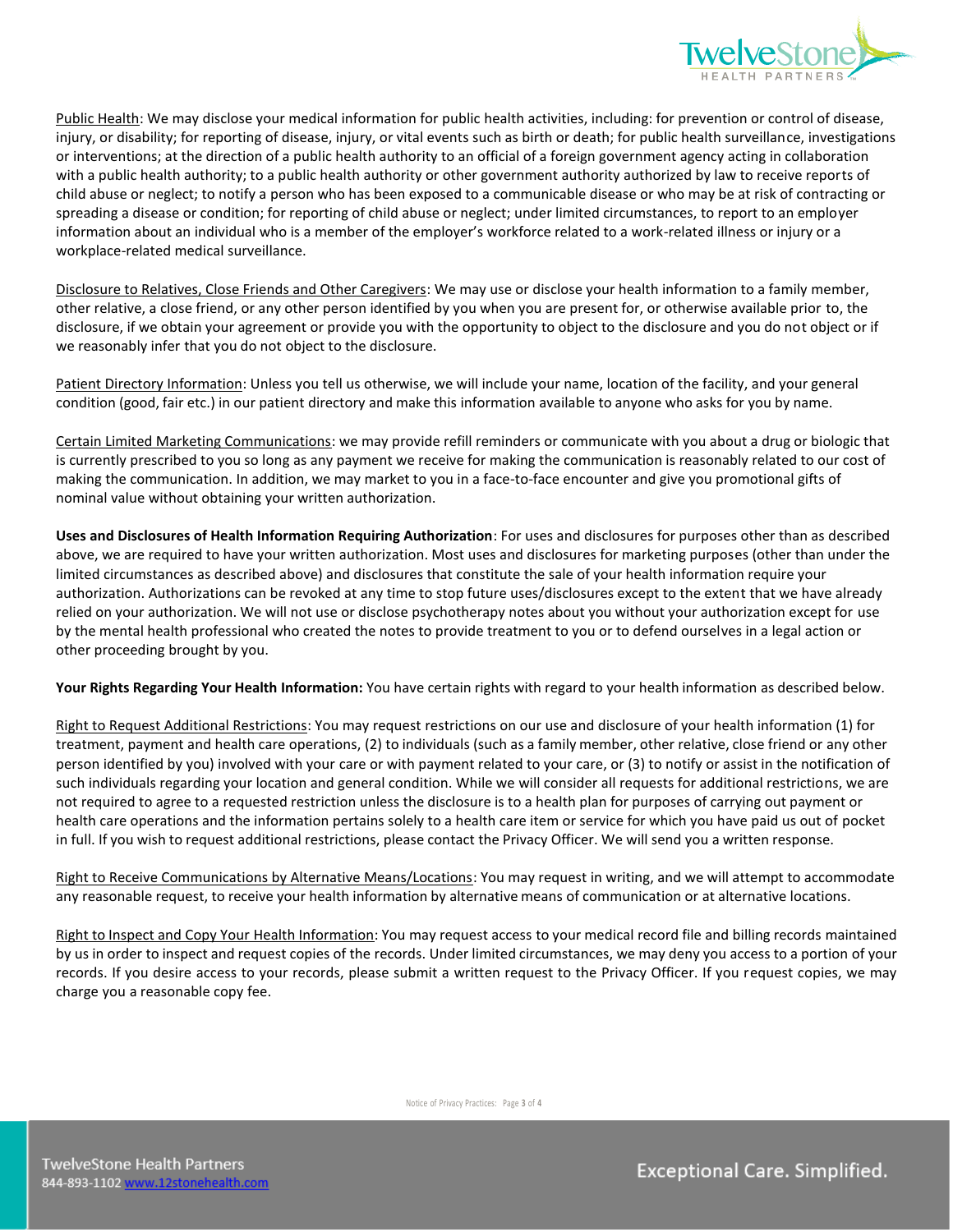Public Health: We may disclose your medical information for public health activities, including: for prevention or control of disease, injury, or disability; for reporting of disease, injury, or vital events such as birth or death; for public health surveillance, investigations or interventions; at the direction of a public health authority to an official of a foreign government agency acting in collaboration with a public health authority; to a public health authority or other government authority authorized by law to receive reports of child abuse or neglect; to notify a person who has been exposed to a communicable disease or who may be at risk of contracting or spreading a disease or condition; for reporting of child abuse or neglect; under limited circumstances, to report to an employer information about an individual who is a member of the employer's workforce related to a work-related illness or injury or a workplace-related medical surveillance.

Disclosure to Relatives, Close Friends and Other Caregivers: We may use or disclose your health information to a family member, other relative, a close friend, or any other person identified by you when you are present for, or otherwise available prior to, the disclosure, if we obtain your agreement or provide you with the opportunity to object to the disclosure and you do not object or if we reasonably infer that you do not object to the disclosure.

Patient Directory Information: Unless you tell us otherwise, we will include your name, location of the facility, and your general condition (good, fair etc.) in our patient directory and make this information available to anyone who asks for you by name.

Certain Limited Marketing Communications: we may provide refill reminders or communicate with you about a drug or biologic that is currently prescribed to you so long as any payment we receive for making the communication is reasonably related to our cost of making the communication. In addition, we may market to you in a face-to-face encounter and give you promotional gifts of nominal value without obtaining your written authorization.

**Uses and Disclosures of Health Information Requiring Authorization**: For uses and disclosures for purposes other than as described above, we are required to have your written authorization. Most uses and disclosures for marketing purposes (other than under the limited circumstances as described above) and disclosures that constitute the sale of your health information require your authorization. Authorizations can be revoked at any time to stop future uses/disclosures except to the extent that we have already relied on your authorization. We will not use or disclose psychotherapy notes about you without your authorization except for use by the mental health professional who created the notes to provide treatment to you or to defend ourselves in a legal action or other proceeding brought by you.

**Your Rights Regarding Your Health Information:** You have certain rights with regard to your health information as described below.

Right to Request Additional Restrictions: You may request restrictions on our use and disclosure of your health information (1) for treatment, payment and health care operations, (2) to individuals (such as a family member, other relative, close friend or any other person identified by you) involved with your care or with payment related to your care, or (3) to notify or assist in the notification of such individuals regarding your location and general condition. While we will consider all requests for additional restrictions, we are not required to agree to a requested restriction unless the disclosure is to a health plan for purposes of carrying out payment or health care operations and the information pertains solely to a health care item or service for which you have paid us out of pocket in full. If you wish to request additional restrictions, please contact the Privacy Officer. We will send you a written response.

Right to Receive Communications by Alternative Means/Locations: You may request in writing, and we will attempt to accommodate any reasonable request, to receive your health information by alternative means of communication or at alternative locations.

Right to Inspect and Copy Your Health Information: You may request access to your medical record file and billing records maintained by us in order to inspect and request copies of the records. Under limited circumstances, we may deny you access to a portion of your records. If you desire access to your records, please submit a written request to the Privacy Officer. If you request copies, we may charge you a reasonable copy fee.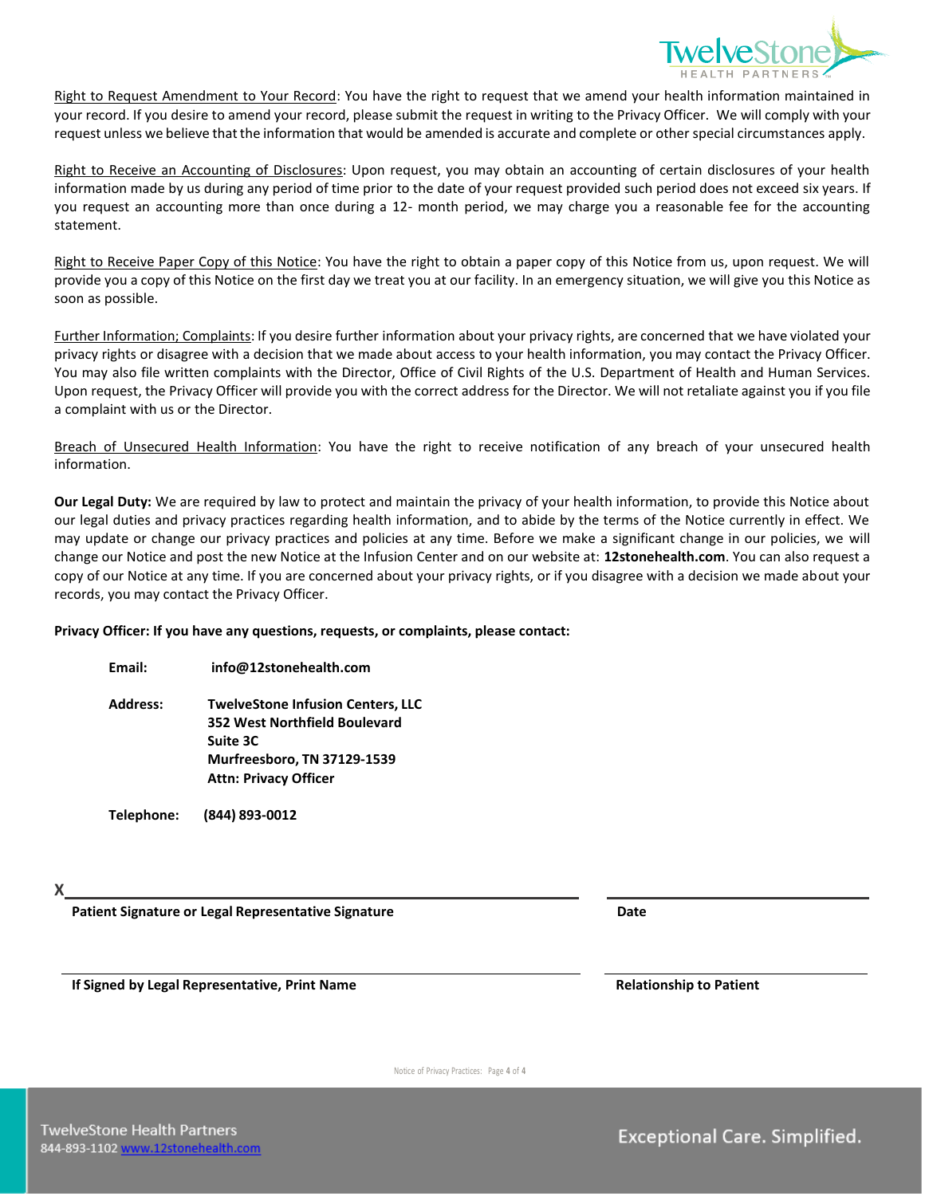Right to Request Amendment to Your Record: You have the right to request that we amend your health information maintained in your record. If you desire to amend your record, please submit the request in writing to the Privacy Officer. We will comply with your request unless we believe that the information that would be amended is accurate and complete or other special circumstances apply.

Right to Receive an Accounting of Disclosures: Upon request, you may obtain an accounting of certain disclosures of your health information made by us during any period of time prior to the date of your request provided such period does not exceed six years. If you request an accounting more than once during a 12- month period, we may charge you a reasonable fee for the accounting statement.

Right to Receive Paper Copy of this Notice: You have the right to obtain a paper copy of this Notice from us, upon request. We will provide you a copy of this Notice on the first day we treat you at our facility. In an emergency situation, we will give you this Notice as soon as possible.

Further Information; Complaints: If you desire further information about your privacy rights, are concerned that we have violated your privacy rights or disagree with a decision that we made about access to your health information, you may contact the Privacy Officer. You may also file written complaints with the Director, Office of Civil Rights of the U.S. Department of Health and Human Services. Upon request, the Privacy Officer will provide you with the correct address for the Director. We will not retaliate against you if you file a complaint with us or the Director.

Breach of Unsecured Health Information: You have the right to receive notification of any breach of your unsecured health information.

**Our Legal Duty:** We are required by law to protect and maintain the privacy of your health information, to provide this Notice about our legal duties and privacy practices regarding health information, and to abide by the terms of the Notice currently in effect. We may update or change our privacy practices and policies at any time. Before we make a significant change in our policies, we will change our Notice and post the new Notice at the Infusion Center and on our website at: **12stonehealth.com**. You can also request a copy of our Notice at any time. If you are concerned about your privacy rights, or if you disagree with a decision we made about your records, you may contact the Privacy Officer.

**Privacy Officer: If you have any questions, requests, or complaints, please contact:**

**Email:** **info@12stonehealth.com**

**Address:** **TwelveStone Infusion Centers, LLC**
**352 West Northfield Boulevard**
**Suite 3C**
**Murfreesboro, TN 37129-1539**
**Attn: Privacy Officer**

**Telephone:** **(844) 893-0012**

X\_\_\_\_\_\_\_\_\_\_\_\_\_\_\_\_\_\_\_\_\_\_\_\_\_\_\_\_\_\_\_\_\_\_\_\_\_\_ \_\_\_\_\_\_\_\_\_\_\_\_\_\_\_\_\_\_\_\_

**Patient Signature or Legal Representative Signature** **Date**

\_\_\_\_\_\_\_\_\_\_\_\_\_\_\_\_\_\_\_\_\_\_\_\_\_\_\_\_\_\_\_\_\_\_\_\_\_\_ \_\_\_\_\_\_\_\_\_\_\_\_\_\_\_\_\_\_\_\_

**If Signed by Legal Representative, Print Name** **Relationship to Patient**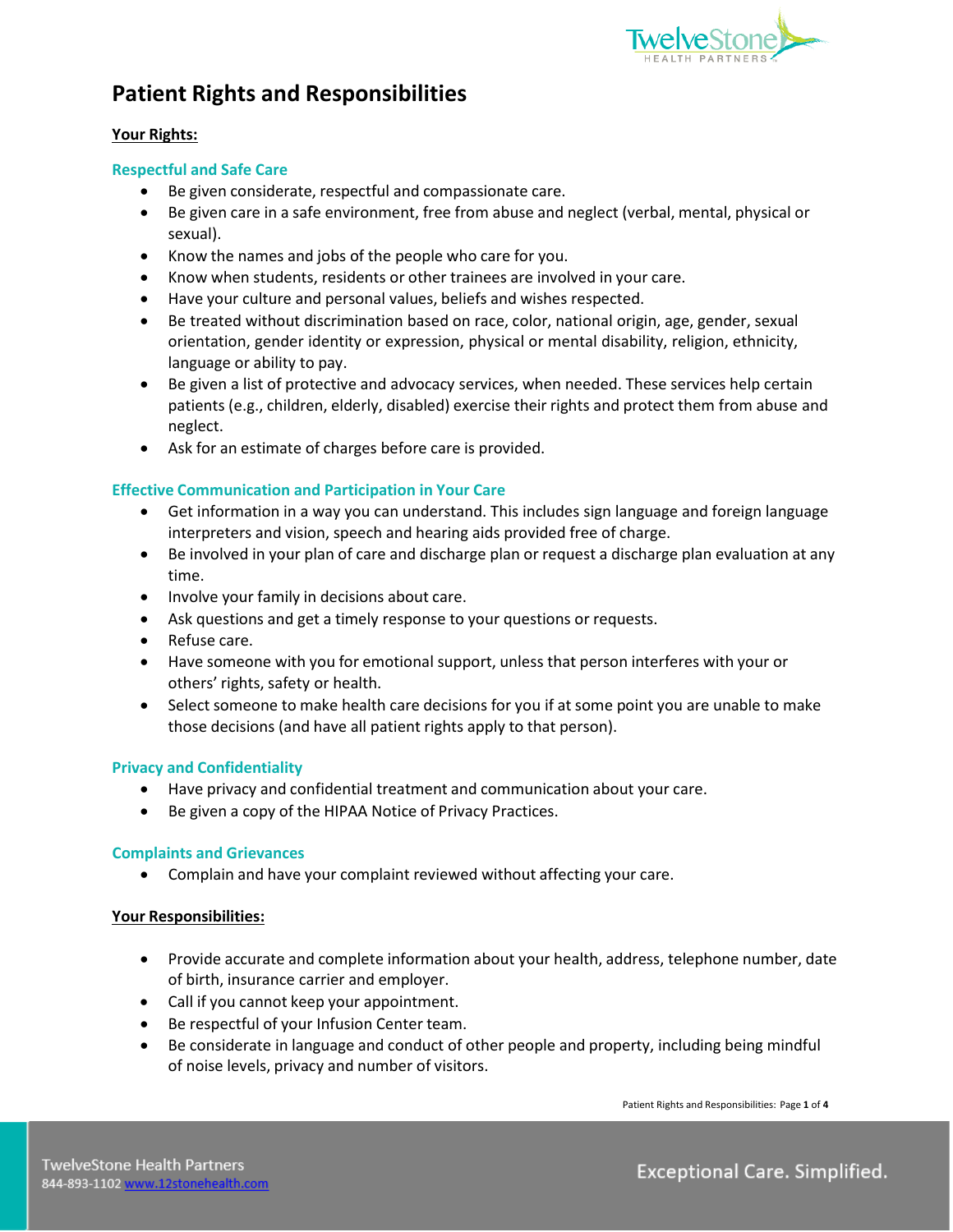# Patient Rights and Responsibilities

**Your Rights:**

### Respectful and Safe Care

- Be given considerate, respectful and compassionate care.
- Be given care in a safe environment, free from abuse and neglect (verbal, mental, physical or sexual).
- Know the names and jobs of the people who care for you.
- Know when students, residents or other trainees are involved in your care.
- Have your culture and personal values, beliefs and wishes respected.
- Be treated without discrimination based on race, color, national origin, age, gender, sexual orientation, gender identity or expression, physical or mental disability, religion, ethnicity, language or ability to pay.
- Be given a list of protective and advocacy services, when needed. These services help certain patients (e.g., children, elderly, disabled) exercise their rights and protect them from abuse and neglect.
- Ask for an estimate of charges before care is provided.

### Effective Communication and Participation in Your Care

- Get information in a way you can understand. This includes sign language and foreign language interpreters and vision, speech and hearing aids provided free of charge.
- Be involved in your plan of care and discharge plan or request a discharge plan evaluation at any time.
- Involve your family in decisions about care.
- Ask questions and get a timely response to your questions or requests.
- Refuse care.
- Have someone with you for emotional support, unless that person interferes with your or others' rights, safety or health.
- Select someone to make health care decisions for you if at some point you are unable to make those decisions (and have all patient rights apply to that person).

### Privacy and Confidentiality

- Have privacy and confidential treatment and communication about your care.
- Be given a copy of the HIPAA Notice of Privacy Practices.

### Complaints and Grievances

- Complain and have your complaint reviewed without affecting your care.

**Your Responsibilities:**

- Provide accurate and complete information about your health, address, telephone number, date of birth, insurance carrier and employer.
- Call if you cannot keep your appointment.
- Be respectful of your Infusion Center team.
- Be considerate in language and conduct of other people and property, including being mindful of noise levels, privacy and number of visitors.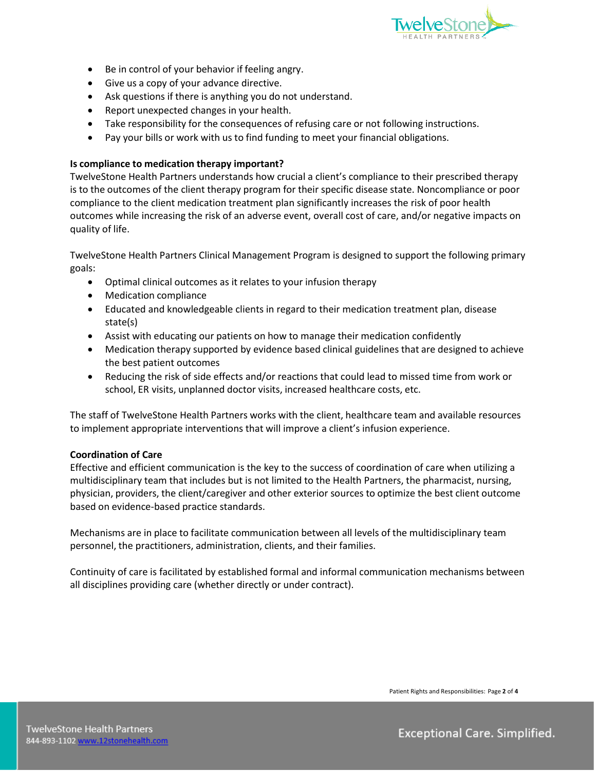- Be in control of your behavior if feeling angry.
- Give us a copy of your advance directive.
- Ask questions if there is anything you do not understand.
- Report unexpected changes in your health.
- Take responsibility for the consequences of refusing care or not following instructions.
- Pay your bills or work with us to find funding to meet your financial obligations.

**Is compliance to medication therapy important?**

TwelveStone Health Partners understands how crucial a client's compliance to their prescribed therapy is to the outcomes of the client therapy program for their specific disease state. Noncompliance or poor compliance to the client medication treatment plan significantly increases the risk of poor health outcomes while increasing the risk of an adverse event, overall cost of care, and/or negative impacts on quality of life.

TwelveStone Health Partners Clinical Management Program is designed to support the following primary goals:

- Optimal clinical outcomes as it relates to your infusion therapy
- Medication compliance
- Educated and knowledgeable clients in regard to their medication treatment plan, disease state(s)
- Assist with educating our patients on how to manage their medication confidently
- Medication therapy supported by evidence based clinical guidelines that are designed to achieve the best patient outcomes
- Reducing the risk of side effects and/or reactions that could lead to missed time from work or school, ER visits, unplanned doctor visits, increased healthcare costs, etc.

The staff of TwelveStone Health Partners works with the client, healthcare team and available resources to implement appropriate interventions that will improve a client's infusion experience.

**Coordination of Care**

Effective and efficient communication is the key to the success of coordination of care when utilizing a multidisciplinary team that includes but is not limited to the Health Partners, the pharmacist, nursing, physician, providers, the client/caregiver and other exterior sources to optimize the best client outcome based on evidence-based practice standards.

Mechanisms are in place to facilitate communication between all levels of the multidisciplinary team personnel, the practitioners, administration, clients, and their families.

Continuity of care is facilitated by established formal and informal communication mechanisms between all disciplines providing care (whether directly or under contract).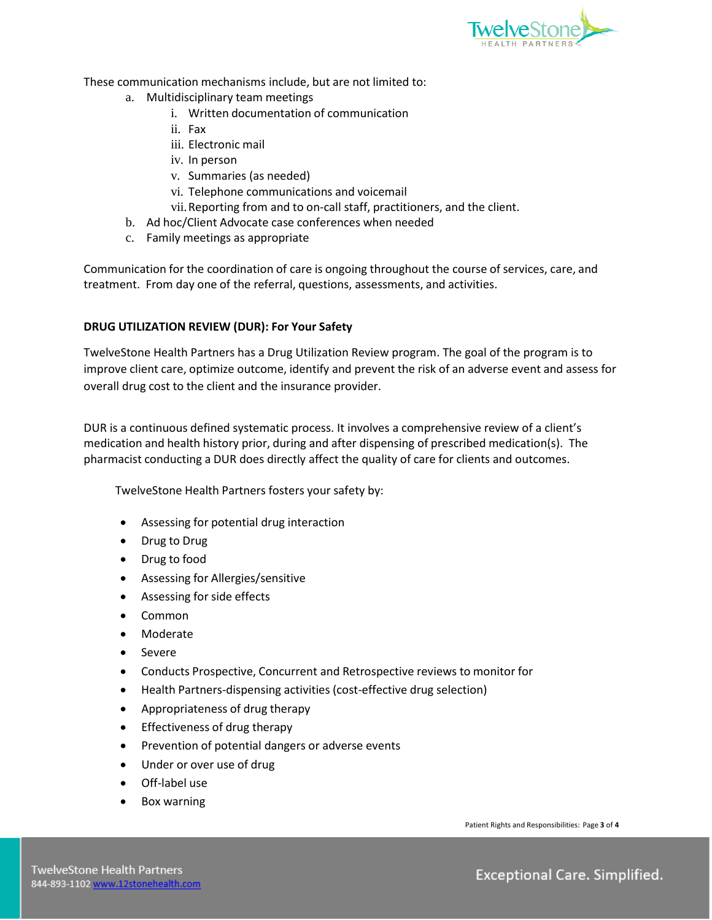These communication mechanisms include, but are not limited to:

a. Multidisciplinary team meetings
   i. Written documentation of communication
   ii. Fax
   iii. Electronic mail
   iv. In person
   v. Summaries (as needed)
   vi. Telephone communications and voicemail
   vii. Reporting from and to on-call staff, practitioners, and the client.
b. Ad hoc/Client Advocate case conferences when needed
c. Family meetings as appropriate

Communication for the coordination of care is ongoing throughout the course of services, care, and treatment. From day one of the referral, questions, assessments, and activities.

**DRUG UTILIZATION REVIEW (DUR): For Your Safety**

TwelveStone Health Partners has a Drug Utilization Review program. The goal of the program is to improve client care, optimize outcome, identify and prevent the risk of an adverse event and assess for overall drug cost to the client and the insurance provider.

DUR is a continuous defined systematic process. It involves a comprehensive review of a client's medication and health history prior, during and after dispensing of prescribed medication(s). The pharmacist conducting a DUR does directly affect the quality of care for clients and outcomes.

TwelveStone Health Partners fosters your safety by:

- Assessing for potential drug interaction
- Drug to Drug
- Drug to food
- Assessing for Allergies/sensitive
- Assessing for side effects
- Common
- Moderate
- Severe
- Conducts Prospective, Concurrent and Retrospective reviews to monitor for
- Health Partners-dispensing activities (cost-effective drug selection)
- Appropriateness of drug therapy
- Effectiveness of drug therapy
- Prevention of potential dangers or adverse events
- Under or over use of drug
- Off-label use
- Box warning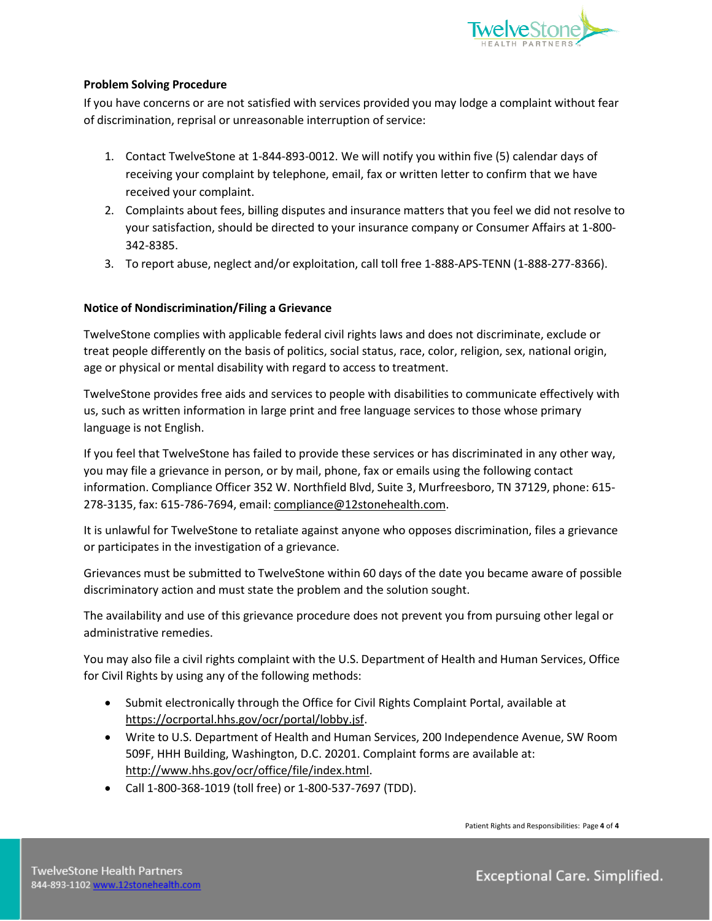**Problem Solving Procedure**

If you have concerns or are not satisfied with services provided you may lodge a complaint without fear of discrimination, reprisal or unreasonable interruption of service:

1. Contact TwelveStone at 1-844-893-0012. We will notify you within five (5) calendar days of receiving your complaint by telephone, email, fax or written letter to confirm that we have received your complaint.
2. Complaints about fees, billing disputes and insurance matters that you feel we did not resolve to your satisfaction, should be directed to your insurance company or Consumer Affairs at 1-800-342-8385.
3. To report abuse, neglect and/or exploitation, call toll free 1-888-APS-TENN (1-888-277-8366).

**Notice of Nondiscrimination/Filing a Grievance**

TwelveStone complies with applicable federal civil rights laws and does not discriminate, exclude or treat people differently on the basis of politics, social status, race, color, religion, sex, national origin, age or physical or mental disability with regard to access to treatment.

TwelveStone provides free aids and services to people with disabilities to communicate effectively with us, such as written information in large print and free language services to those whose primary language is not English.

If you feel that TwelveStone has failed to provide these services or has discriminated in any other way, you may file a grievance in person, or by mail, phone, fax or emails using the following contact information. Compliance Officer 352 W. Northfield Blvd, Suite 3, Murfreesboro, TN 37129, phone: 615-278-3135, fax: 615-786-7694, email: compliance@12stonehealth.com.

It is unlawful for TwelveStone to retaliate against anyone who opposes discrimination, files a grievance or participates in the investigation of a grievance.

Grievances must be submitted to TwelveStone within 60 days of the date you became aware of possible discriminatory action and must state the problem and the solution sought.

The availability and use of this grievance procedure does not prevent you from pursuing other legal or administrative remedies.

You may also file a civil rights complaint with the U.S. Department of Health and Human Services, Office for Civil Rights by using any of the following methods:

- Submit electronically through the Office for Civil Rights Complaint Portal, available at https://ocrportal.hhs.gov/ocr/portal/lobby.jsf.
- Write to U.S. Department of Health and Human Services, 200 Independence Avenue, SW Room 509F, HHH Building, Washington, D.C. 20201. Complaint forms are available at: http://www.hhs.gov/ocr/office/file/index.html.
- Call 1-800-368-1019 (toll free) or 1-800-537-7697 (TDD).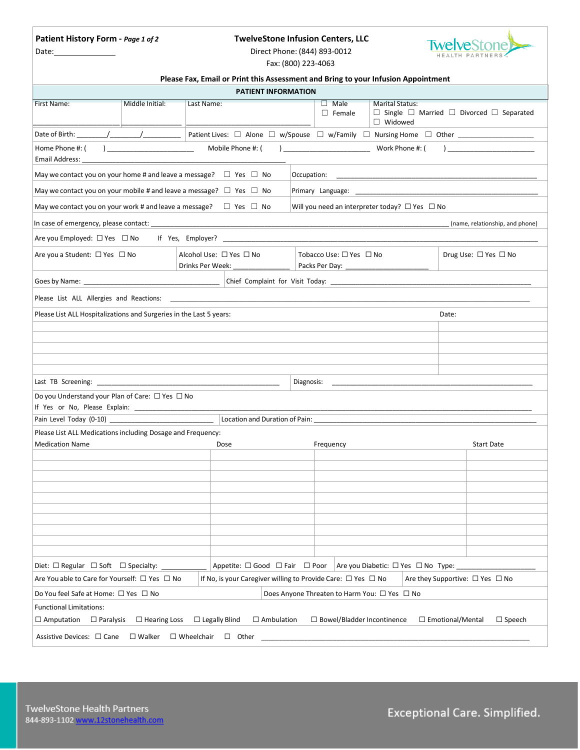**Patient History Form** - ***Page 1 of 2***

Date:___________

**TwelveStone Infusion Centers, LLC**

Direct Phone: (844) 893-0012

Fax: (800) 223-4063

**Please Fax, Email or Print this Assessment and Bring to your Infusion Appointment**

## PATIENT INFORMATION

| First Name: | Middle Initial: | Last Name: | ☐ Male ☐ Female | Marital Status: ☐ Single ☐ Married ☐ Divorced ☐ Separated ☐ Widowed |
|---|---|---|---|---|
| ____________ | ____________ | ____________ | | |

Date of Birth: ______/______/______ Patient Lives: ☐ Alone ☐ w/Spouse ☐ w/Family ☐ Nursing Home ☐ Other ____________

Home Phone #: ( ) ____________ Mobile Phone #: ( ) ____________ Work Phone #: ( ) ____________

Email Address: ____________________________

| | |
|---|---|
| May we contact you on your home # and leave a message? ☐ Yes ☐ No | Occupation: ____________ |
| May we contact you on your mobile # and leave a message? ☐ Yes ☐ No | Primary Language: ____________ |
| May we contact you on your work # and leave a message? ☐ Yes ☐ No | Will you need an interpreter today? ☐ Yes ☐ No |

In case of emergency, please contact: ________________________________ (name, relationship, and phone)

Are you Employed: ☐ Yes ☐ No If Yes, Employer? ____________________________

| Are you a Student: ☐ Yes ☐ No | Alcohol Use: ☐ Yes ☐ No Drinks Per Week: ________ | Tobacco Use: ☐ Yes ☐ No Packs Per Day: ________ | Drug Use: ☐ Yes ☐ No |
|---|---|---|---|

Goes by Name: ________________ Chief Complaint for Visit Today: ____________________________

Please List ALL Allergies and Reactions: ____________________________

| Please List ALL Hospitalizations and Surgeries in the Last 5 years: | Date: |
|---|---|
| | |
| | |
| | |
| | |
| | |

Last TB Screening: ________________ Diagnosis: ________________

Do you Understand your Plan of Care: ☐ Yes ☐ No

If Yes or No, Please Explain: ____________________________

Pain Level Today (0-10) ____________ Location and Duration of Pain: ____________________________

Please List ALL Medications including Dosage and Frequency:

| Medication Name | Dose | Frequency | Start Date |
|---|---|---|---|
| | | | |
| | | | |
| | | | |
| | | | |
| | | | |
| | | | |
| | | | |
| | | | |
| | | | |
| | | | |

Diet: ☐ Regular ☐ Soft ☐ Specialty: ________ Appetite: ☐ Good ☐ Fair ☐ Poor Are you Diabetic: ☐ Yes ☐ No Type: ________

Are You able to Care for Yourself: ☐ Yes ☐ No If No, is your Caregiver willing to Provide Care: ☐ Yes ☐ No Are they Supportive: ☐ Yes ☐ No

Do You feel Safe at Home: ☐ Yes ☐ No Does Anyone Threaten to Harm You: ☐ Yes ☐ No

Functional Limitations:

☐ Amputation ☐ Paralysis ☐ Hearing Loss ☐ Legally Blind ☐ Ambulation ☐ Bowel/Bladder Incontinence ☐ Emotional/Mental ☐ Speech

Assistive Devices: ☐ Cane ☐ Walker ☐ Wheelchair ☐ Other ____________________________

TwelveStone Health Partners
844-893-1102 www.12stonehealth.com

Exceptional Care. Simplified.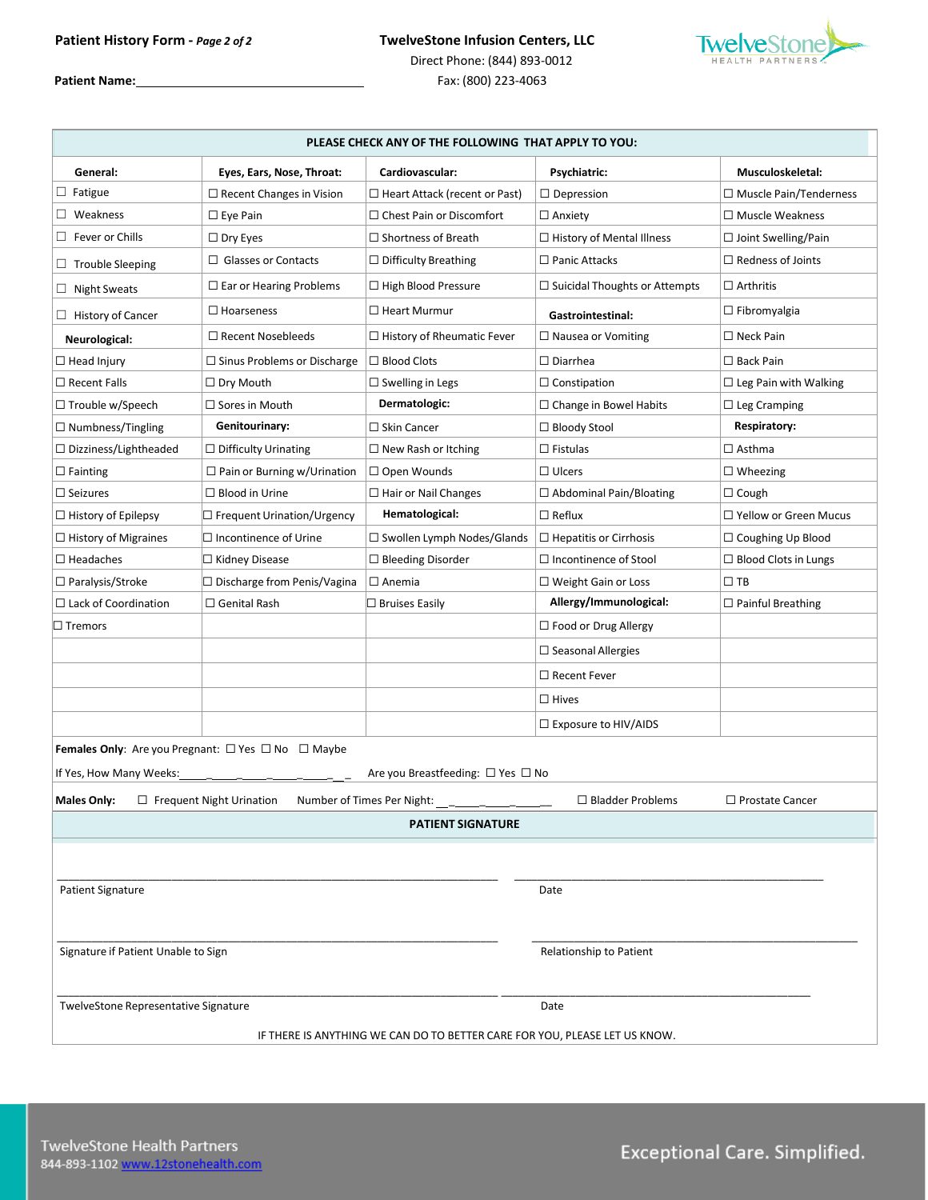**Patient History Form** - ***Page 2 of 2***

**TwelveStone Infusion Centers, LLC**
Direct Phone: (844) 893-0012
Fax: (800) 223-4063

**Patient Name:**\_\_\_\_\_\_\_\_\_\_\_\_\_\_\_\_\_\_\_\_\_\_\_\_\_\_\_\_\_\_\_\_\_\_

**PLEASE CHECK ANY OF THE FOLLOWING THAT APPLY TO YOU:**

| **General:** | **Eyes, Ears, Nose, Throat:** | **Cardiovascular:** | **Psychiatric:** | **Musculoskeletal:** |
|---|---|---|---|---|
| ☐ Fatigue | ☐ Recent Changes in Vision | ☐ Heart Attack (recent or Past) | ☐ Depression | ☐ Muscle Pain/Tenderness |
| ☐ Weakness | ☐ Eye Pain | ☐ Chest Pain or Discomfort | ☐ Anxiety | ☐ Muscle Weakness |
| ☐ Fever or Chills | ☐ Dry Eyes | ☐ Shortness of Breath | ☐ History of Mental Illness | ☐ Joint Swelling/Pain |
| ☐ Trouble Sleeping | ☐ Glasses or Contacts | ☐ Difficulty Breathing | ☐ Panic Attacks | ☐ Redness of Joints |
| ☐ Night Sweats | ☐ Ear or Hearing Problems | ☐ High Blood Pressure | ☐ Suicidal Thoughts or Attempts | ☐ Arthritis |
| ☐ History of Cancer | ☐ Hoarseness | ☐ Heart Murmur | **Gastrointestinal:** | ☐ Fibromyalgia |
| **Neurological:** | ☐ Recent Nosebleeds | ☐ History of Rheumatic Fever | ☐ Nausea or Vomiting | ☐ Neck Pain |
| ☐ Head Injury | ☐ Sinus Problems or Discharge | ☐ Blood Clots | ☐ Diarrhea | ☐ Back Pain |
| ☐ Recent Falls | ☐ Dry Mouth | ☐ Swelling in Legs | ☐ Constipation | ☐ Leg Pain with Walking |
| ☐ Trouble w/Speech | ☐ Sores in Mouth | **Dermatologic:** | ☐ Change in Bowel Habits | ☐ Leg Cramping |
| ☐ Numbness/Tingling | **Genitourinary:** | ☐ Skin Cancer | ☐ Bloody Stool | **Respiratory:** |
| ☐ Dizziness/Lightheaded | ☐ Difficulty Urinating | ☐ New Rash or Itching | ☐ Fistulas | ☐ Asthma |
| ☐ Fainting | ☐ Pain or Burning w/Urination | ☐ Open Wounds | ☐ Ulcers | ☐ Wheezing |
| ☐ Seizures | ☐ Blood in Urine | ☐ Hair or Nail Changes | ☐ Abdominal Pain/Bloating | ☐ Cough |
| ☐ History of Epilepsy | ☐ Frequent Urination/Urgency | **Hematological:** | ☐ Reflux | ☐ Yellow or Green Mucus |
| ☐ History of Migraines | ☐ Incontinence of Urine | ☐ Swollen Lymph Nodes/Glands | ☐ Hepatitis or Cirrhosis | ☐ Coughing Up Blood |
| ☐ Headaches | ☐ Kidney Disease | ☐ Bleeding Disorder | ☐ Incontinence of Stool | ☐ Blood Clots in Lungs |
| ☐ Paralysis/Stroke | ☐ Discharge from Penis/Vagina | ☐ Anemia | ☐ Weight Gain or Loss | ☐ TB |
| ☐ Lack of Coordination | ☐ Genital Rash | ☐ Bruises Easily | **Allergy/Immunological:** | ☐ Painful Breathing |
| ☐ Tremors | | | ☐ Food or Drug Allergy | |
| | | | ☐ Seasonal Allergies | |
| | | | ☐ Recent Fever | |
| | | | ☐ Hives | |
| | | | ☐ Exposure to HIV/AIDS | |

**Females Only**: Are you Pregnant: ☐ Yes ☐ No ☐ Maybe

If Yes, How Many Weeks:\_\_\_\_\_\_\_\_\_\_\_\_\_\_\_\_\_\_\_\_ Are you Breastfeeding: ☐ Yes ☐ No

**Males Only:** ☐ Frequent Night Urination Number of Times Per Night: \_\_\_\_\_\_\_\_\_\_\_\_\_\_\_\_ ☐ Bladder Problems ☐ Prostate Cancer

**PATIENT SIGNATURE**

\_\_\_\_\_\_\_\_\_\_\_\_\_\_\_\_\_\_\_\_\_\_\_\_\_\_\_\_\_\_\_\_\_\_\_\_\_\_\_\_ \_\_\_\_\_\_\_\_\_\_\_\_\_\_\_\_\_\_\_\_\_\_\_\_\_\_\_\_\_\_
Patient Signature Date

\_\_\_\_\_\_\_\_\_\_\_\_\_\_\_\_\_\_\_\_\_\_\_\_\_\_\_\_\_\_\_\_\_\_\_\_\_\_\_\_ \_\_\_\_\_\_\_\_\_\_\_\_\_\_\_\_\_\_\_\_\_\_\_\_\_\_\_\_\_\_
Signature if Patient Unable to Sign Relationship to Patient

\_\_\_\_\_\_\_\_\_\_\_\_\_\_\_\_\_\_\_\_\_\_\_\_\_\_\_\_\_\_\_\_\_\_\_\_\_\_\_\_ \_\_\_\_\_\_\_\_\_\_\_\_\_\_\_\_\_\_\_\_\_\_\_\_\_\_\_\_\_\_
TwelveStone Representative Signature Date

IF THERE IS ANYTHING WE CAN DO TO BETTER CARE FOR YOU, PLEASE LET US KNOW.

TwelveStone Health Partners
844-893-1102 www.12stonehealth.com

Exceptional Care. Simplified.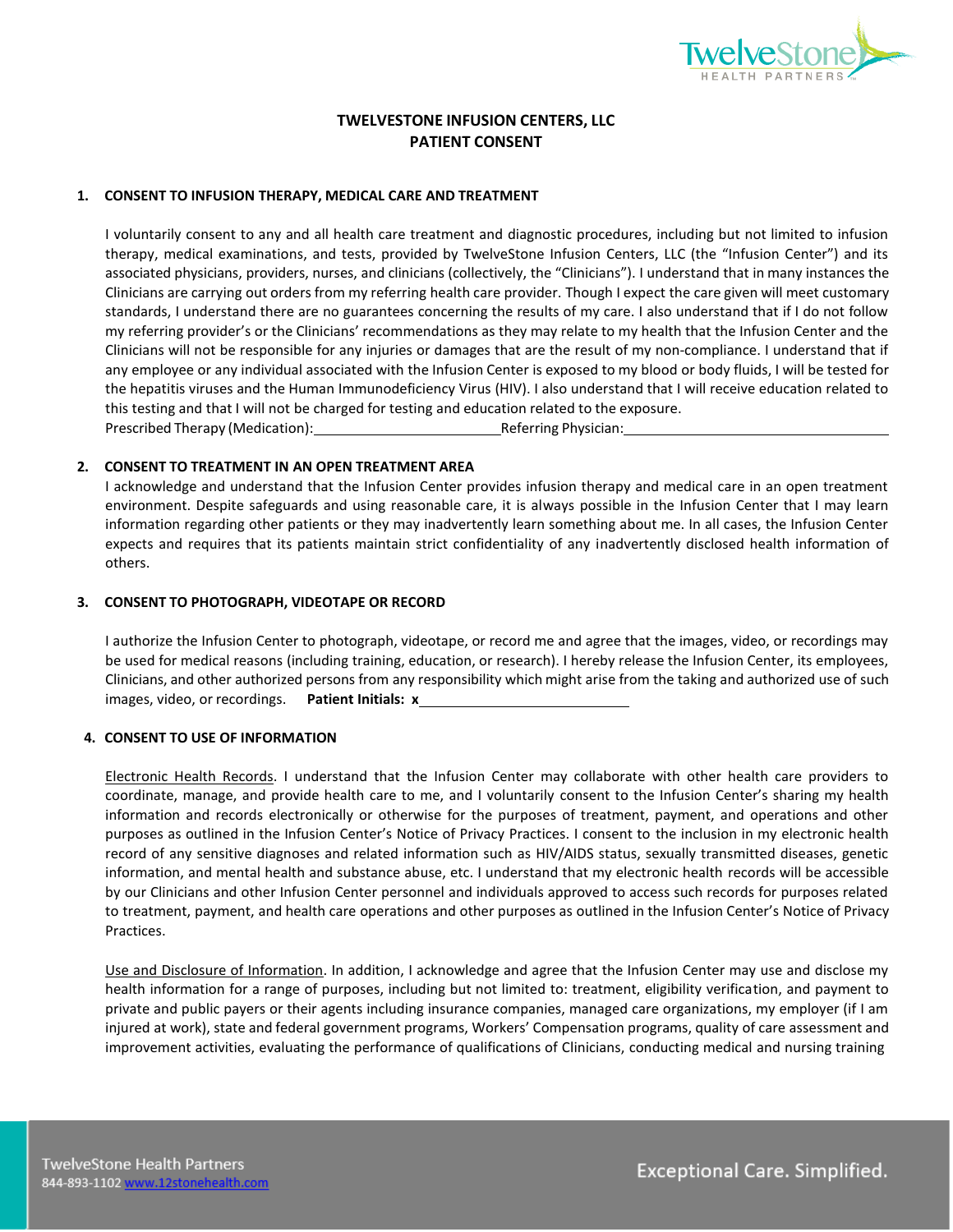# TWELVESTONE INFUSION CENTERS, LLC
# PATIENT CONSENT

**1. CONSENT TO INFUSION THERAPY, MEDICAL CARE AND TREATMENT**

I voluntarily consent to any and all health care treatment and diagnostic procedures, including but not limited to infusion therapy, medical examinations, and tests, provided by TwelveStone Infusion Centers, LLC (the "Infusion Center") and its associated physicians, providers, nurses, and clinicians (collectively, the "Clinicians"). I understand that in many instances the Clinicians are carrying out orders from my referring health care provider. Though I expect the care given will meet customary standards, I understand there are no guarantees concerning the results of my care. I also understand that if I do not follow my referring provider's or the Clinicians' recommendations as they may relate to my health that the Infusion Center and the Clinicians will not be responsible for any injuries or damages that are the result of my non-compliance. I understand that if any employee or any individual associated with the Infusion Center is exposed to my blood or body fluids, I will be tested for the hepatitis viruses and the Human Immunodeficiency Virus (HIV). I also understand that I will receive education related to this testing and that I will not be charged for testing and education related to the exposure.

Prescribed Therapy (Medication):________________________ Referring Physician:________________________________

**2. CONSENT TO TREATMENT IN AN OPEN TREATMENT AREA**

I acknowledge and understand that the Infusion Center provides infusion therapy and medical care in an open treatment environment. Despite safeguards and using reasonable care, it is always possible in the Infusion Center that I may learn information regarding other patients or they may inadvertently learn something about me. In all cases, the Infusion Center expects and requires that its patients maintain strict confidentiality of any inadvertently disclosed health information of others.

**3. CONSENT TO PHOTOGRAPH, VIDEOTAPE OR RECORD**

I authorize the Infusion Center to photograph, videotape, or record me and agree that the images, video, or recordings may be used for medical reasons (including training, education, or research). I hereby release the Infusion Center, its employees, Clinicians, and other authorized persons from any responsibility which might arise from the taking and authorized use of such images, video, or recordings. **Patient Initials: x**____________________________

**4. CONSENT TO USE OF INFORMATION**

Electronic Health Records. I understand that the Infusion Center may collaborate with other health care providers to coordinate, manage, and provide health care to me, and I voluntarily consent to the Infusion Center's sharing my health information and records electronically or otherwise for the purposes of treatment, payment, and operations and other purposes as outlined in the Infusion Center's Notice of Privacy Practices. I consent to the inclusion in my electronic health record of any sensitive diagnoses and related information such as HIV/AIDS status, sexually transmitted diseases, genetic information, and mental health and substance abuse, etc. I understand that my electronic health records will be accessible by our Clinicians and other Infusion Center personnel and individuals approved to access such records for purposes related to treatment, payment, and health care operations and other purposes as outlined in the Infusion Center's Notice of Privacy Practices.

Use and Disclosure of Information. In addition, I acknowledge and agree that the Infusion Center may use and disclose my health information for a range of purposes, including but not limited to: treatment, eligibility verification, and payment to private and public payers or their agents including insurance companies, managed care organizations, my employer (if I am injured at work), state and federal government programs, Workers' Compensation programs, quality of care assessment and improvement activities, evaluating the performance of qualifications of Clinicians, conducting medical and nursing training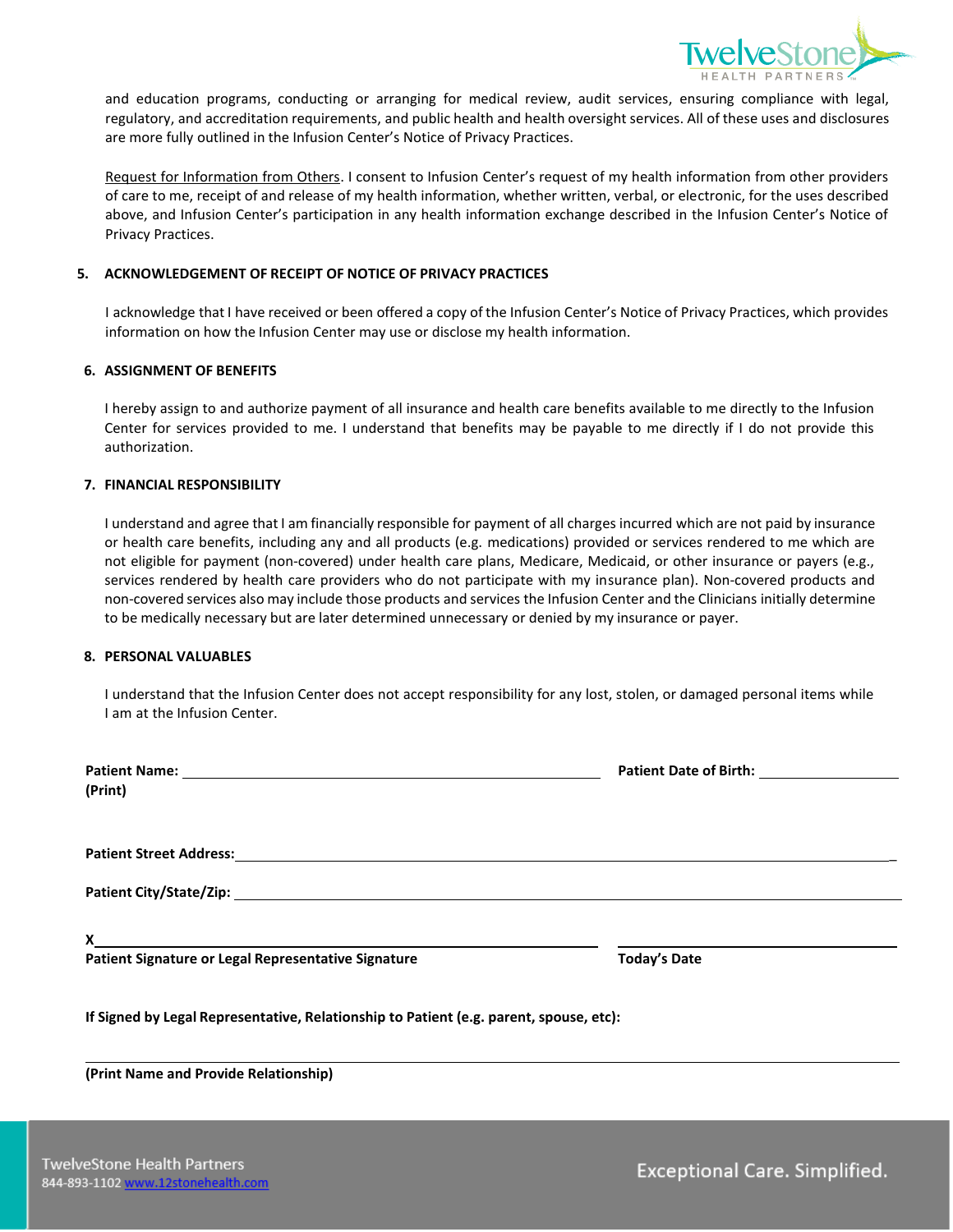and education programs, conducting or arranging for medical review, audit services, ensuring compliance with legal, regulatory, and accreditation requirements, and public health and health oversight services. All of these uses and disclosures are more fully outlined in the Infusion Center's Notice of Privacy Practices.

Request for Information from Others. I consent to Infusion Center's request of my health information from other providers of care to me, receipt of and release of my health information, whether written, verbal, or electronic, for the uses described above, and Infusion Center's participation in any health information exchange described in the Infusion Center's Notice of Privacy Practices.

**5. ACKNOWLEDGEMENT OF RECEIPT OF NOTICE OF PRIVACY PRACTICES**

I acknowledge that I have received or been offered a copy of the Infusion Center's Notice of Privacy Practices, which provides information on how the Infusion Center may use or disclose my health information.

**6. ASSIGNMENT OF BENEFITS**

I hereby assign to and authorize payment of all insurance and health care benefits available to me directly to the Infusion Center for services provided to me. I understand that benefits may be payable to me directly if I do not provide this authorization.

**7. FINANCIAL RESPONSIBILITY**

I understand and agree that I am financially responsible for payment of all charges incurred which are not paid by insurance or health care benefits, including any and all products (e.g. medications) provided or services rendered to me which are not eligible for payment (non-covered) under health care plans, Medicare, Medicaid, or other insurance or payers (e.g., services rendered by health care providers who do not participate with my insurance plan). Non-covered products and non-covered services also may include those products and services the Infusion Center and the Clinicians initially determine to be medically necessary but are later determined unnecessary or denied by my insurance or payer.

**8. PERSONAL VALUABLES**

I understand that the Infusion Center does not accept responsibility for any lost, stolen, or damaged personal items while I am at the Infusion Center.

**Patient Name:** ______________________________ **Patient Date of Birth:** ______________
**(Print)**

**Patient Street Address:** ______________________________________________

**Patient City/State/Zip:** ______________________________________________

X ______________________________________ ______________________
**Patient Signature or Legal Representative Signature** **Today's Date**

**If Signed by Legal Representative, Relationship to Patient (e.g. parent, spouse, etc):**

______________________________________________

**(Print Name and Provide Relationship)**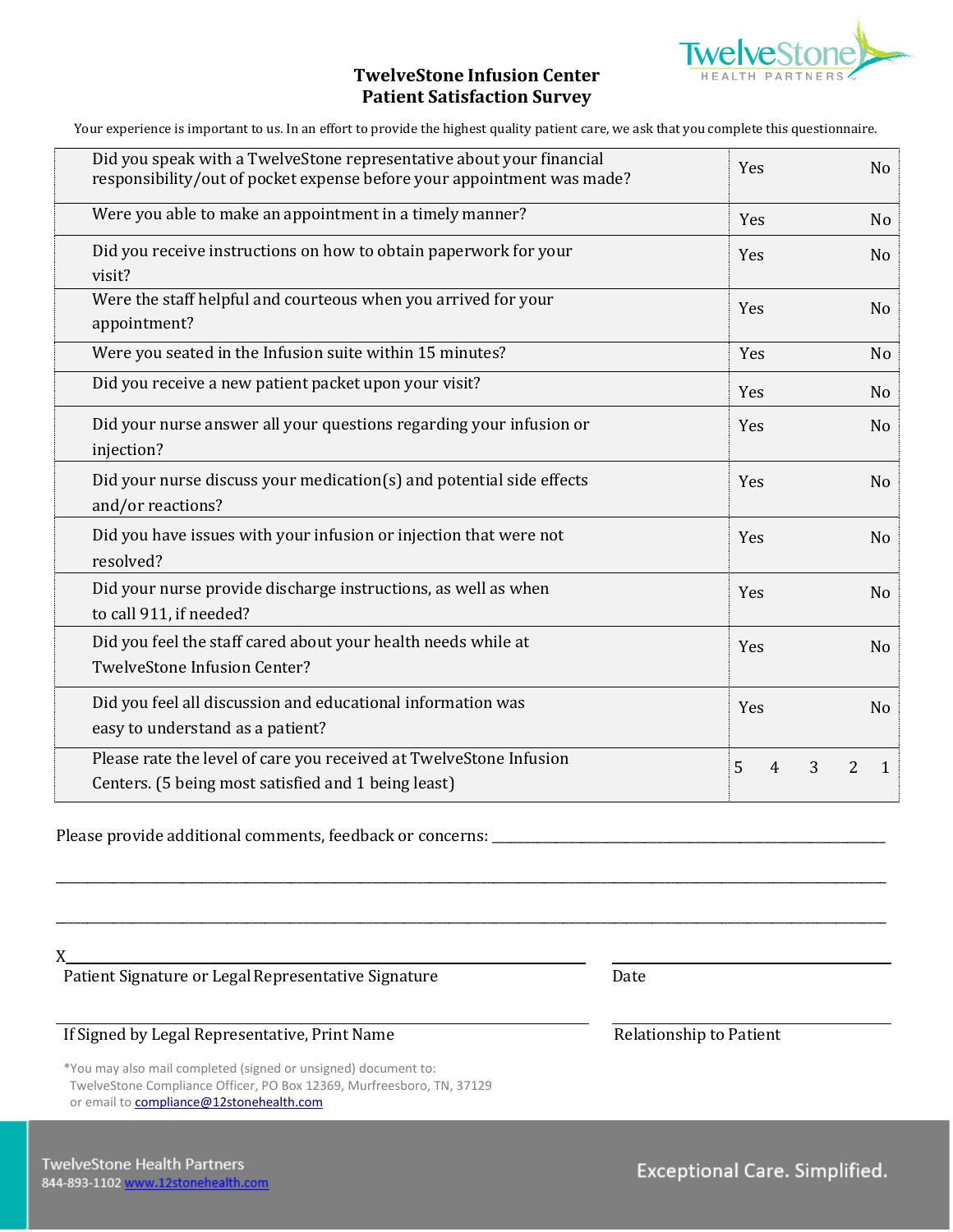# TwelveStone Infusion Center
## Patient Satisfaction Survey

Your experience is important to us. In an effort to provide the highest quality patient care, we ask that you complete this questionnaire.

| | |
|---|---|
| Did you speak with a TwelveStone representative about your financial responsibility/out of pocket expense before your appointment was made? | Yes No |
| Were you able to make an appointment in a timely manner? | Yes No |
| Did you receive instructions on how to obtain paperwork for your visit? | Yes No |
| Were the staff helpful and courteous when you arrived for your appointment? | Yes No |
| Were you seated in the Infusion suite within 15 minutes? | Yes No |
| Did you receive a new patient packet upon your visit? | Yes No |
| Did your nurse answer all your questions regarding your infusion or injection? | Yes No |
| Did your nurse discuss your medication(s) and potential side effects and/or reactions? | Yes No |
| Did you have issues with your infusion or injection that were not resolved? | Yes No |
| Did your nurse provide discharge instructions, as well as when to call 911, if needed? | Yes No |
| Did you feel the staff cared about your health needs while at TwelveStone Infusion Center? | Yes No |
| Did you feel all discussion and educational information was easy to understand as a patient? | Yes No |
| Please rate the level of care you received at TwelveStone Infusion Centers. (5 being most satisfied and 1 being least) | 5 4 3 2 1 |

Please provide additional comments, feedback or concerns: ___________________________________________

______________________________________________________________________________

______________________________________________________________________________

X______________________________________ ______________________
Patient Signature or Legal Representative Signature Date

______________________________________ ______________________
If Signed by Legal Representative, Print Name Relationship to Patient

*You may also mail completed (signed or unsigned) document to:
TwelveStone Compliance Officer, PO Box 12369, Murfreesboro, TN, 37129
or email to compliance@12stonehealth.com

TwelveStone Health Partners
844-893-1102 www.12stonehealth.com

Exceptional Care. Simplified.